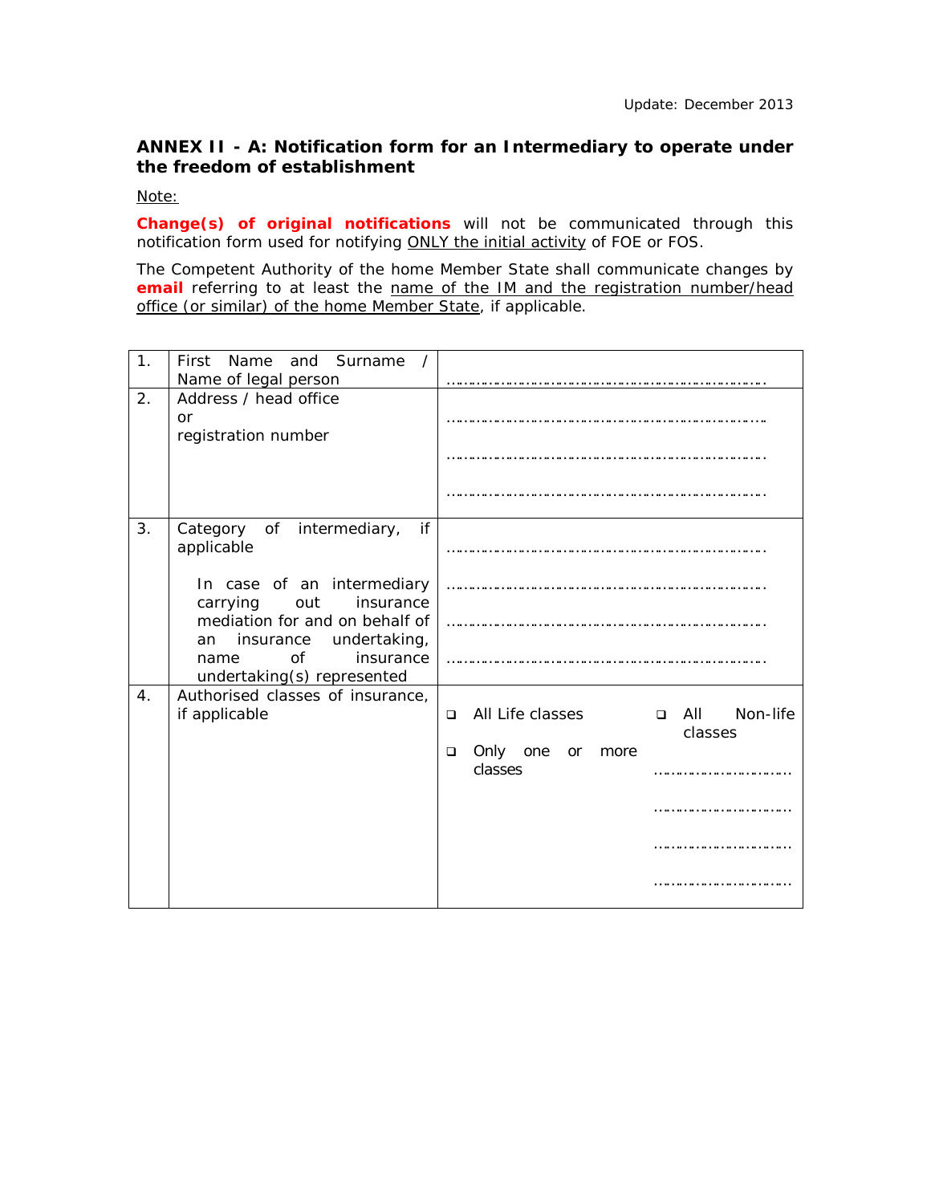Update: December 2013

## ANNEX II - A: Notification form for an Intermediary to operate under the freedom of establishment

Note:

**Change(s) of original notifications** will not be communicated through this notification form used for notifying ONLY the initial activity of FOE or FOS.

The Competent Authority of the home Member State shall communicate changes by **email** referring to at least the name of the IM and the registration number/head office (or similar) of the home Member State, if applicable.

| | | |
|---|---|---|
| 1. | First Name and Surname / Name of legal person | ……………………………………………………… |
| 2. | Address / head office<br>or<br>registration number | ………………………………………………………<br>………………………………………………………<br>……………………………………………………… |
| 3. | Category of intermediary, if applicable<br><br>In case of an intermediary carrying out insurance mediation for and on behalf of an insurance undertaking, name of insurance undertaking(s) represented | ………………………………………………………<br>………………………………………………………<br>………………………………………………………<br>……………………………………………………… |
| 4. | Authorised classes of insurance, if applicable | ❑ All Life classes &nbsp;&nbsp; ❑ All Non-life classes<br>❑ Only one or more classes<br>…………………………<br>…………………………<br>…………………………<br>………………………… |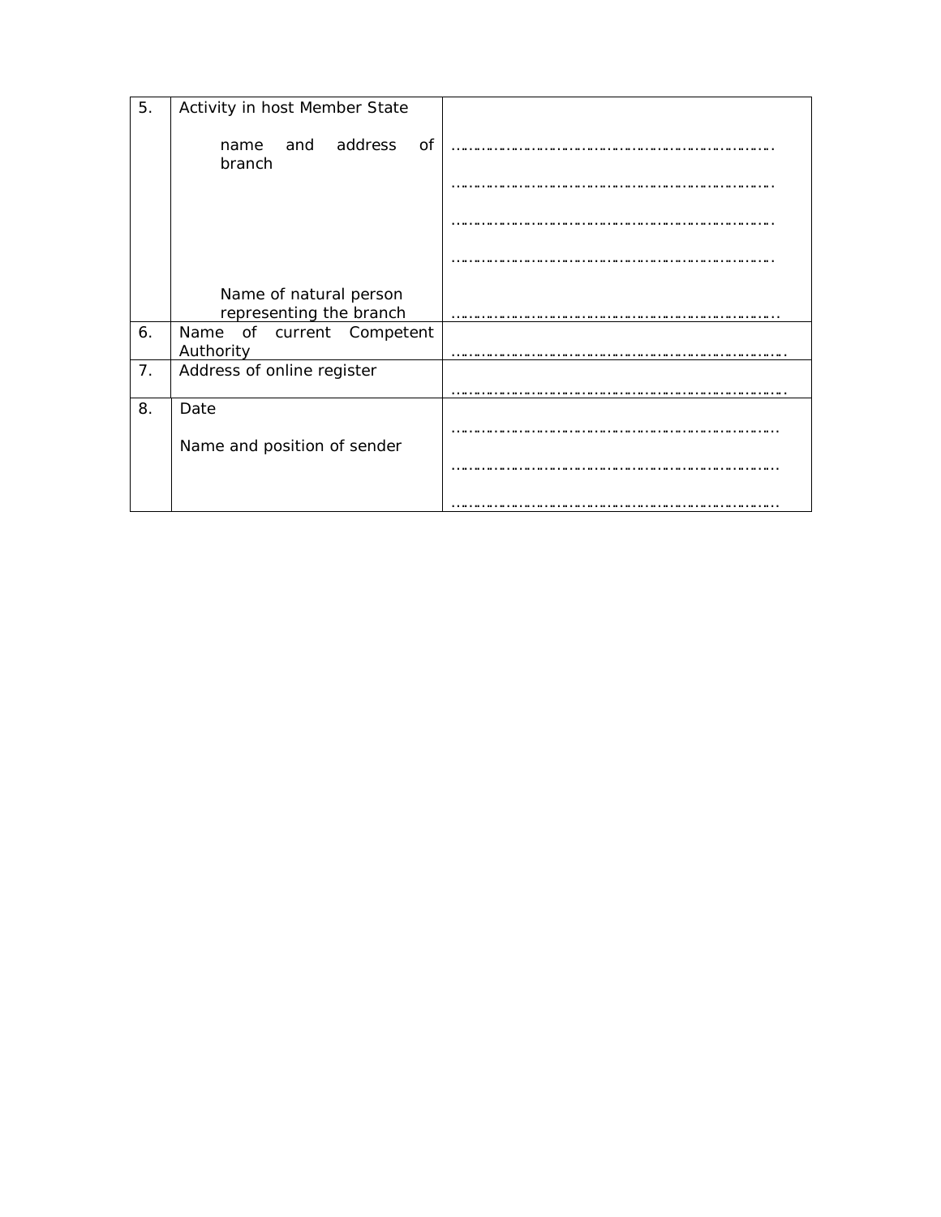| | | |
|---|---|---|
| 5. | Activity in host Member State<br><br>name and address of branch<br><br><br><br><br>Name of natural person representing the branch | ………………………………………………………………<br>………………………………………………………………<br>………………………………………………………………<br>………………………………………………………………<br>……………………………………………………………… |
| 6. | Name of current Competent Authority | ……………………………………………………………… |
| 7. | Address of online register | ……………………………………………………………… |
| 8. | Date<br><br>Name and position of sender | ………………………………………………………………<br>………………………………………………………………<br>……………………………………………………………… |